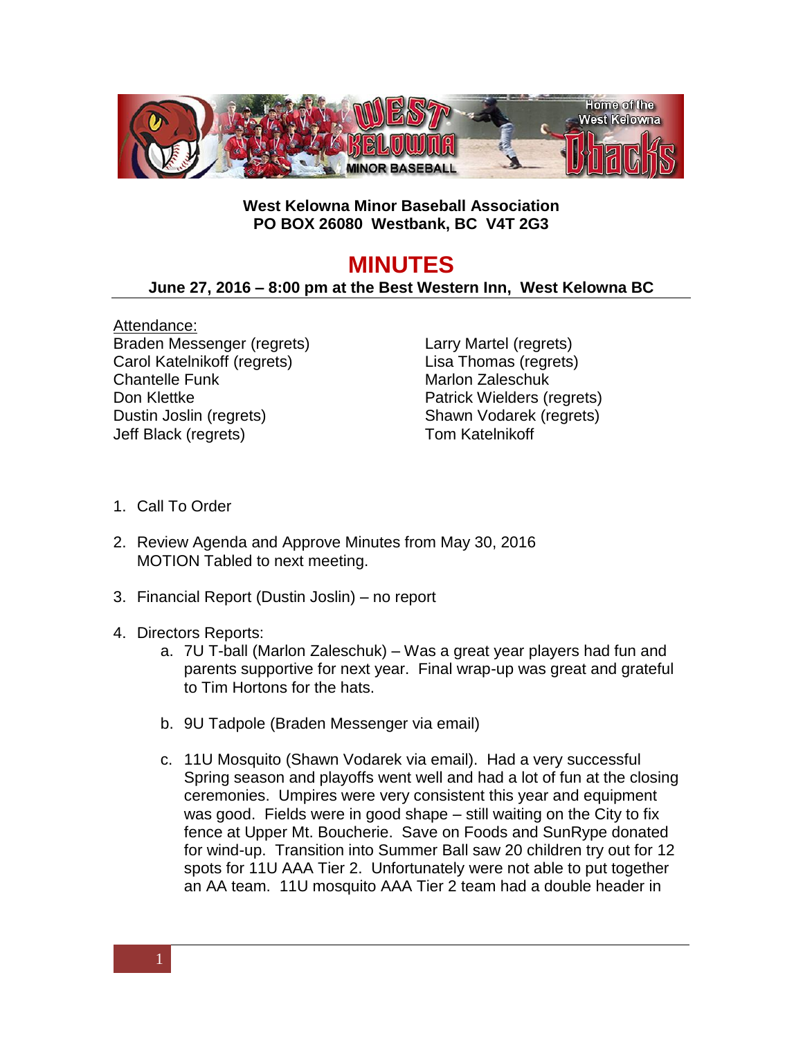**West Kelowna Minor Baseball Association**
**PO BOX 26080 Westbank, BC V4T 2G3**

# MINUTES

**June 27, 2016 – 8:00 pm at the Best Western Inn, West Kelowna BC**

Attendance:

Braden Messenger (regrets)
Carol Katelnikoff (regrets)
Chantelle Funk
Don Klettke
Dustin Joslin (regrets)
Jeff Black (regrets)
Larry Martel (regrets)
Lisa Thomas (regrets)
Marlon Zaleschuk
Patrick Wielders (regrets)
Shawn Vodarek (regrets)
Tom Katelnikoff

1. Call To Order

2. Review Agenda and Approve Minutes from May 30, 2016
   MOTION Tabled to next meeting.

3. Financial Report (Dustin Joslin) – no report

4. Directors Reports:
   a. 7U T-ball (Marlon Zaleschuk) – Was a great year players had fun and parents supportive for next year. Final wrap-up was great and grateful to Tim Hortons for the hats.

   b. 9U Tadpole (Braden Messenger via email)

   c. 11U Mosquito (Shawn Vodarek via email). Had a very successful Spring season and playoffs went well and had a lot of fun at the closing ceremonies. Umpires were very consistent this year and equipment was good. Fields were in good shape – still waiting on the City to fix fence at Upper Mt. Boucherie. Save on Foods and SunRype donated for wind-up. Transition into Summer Ball saw 20 children try out for 12 spots for 11U AAA Tier 2. Unfortunately were not able to put together an AA team. 11U mosquito AAA Tier 2 team had a double header in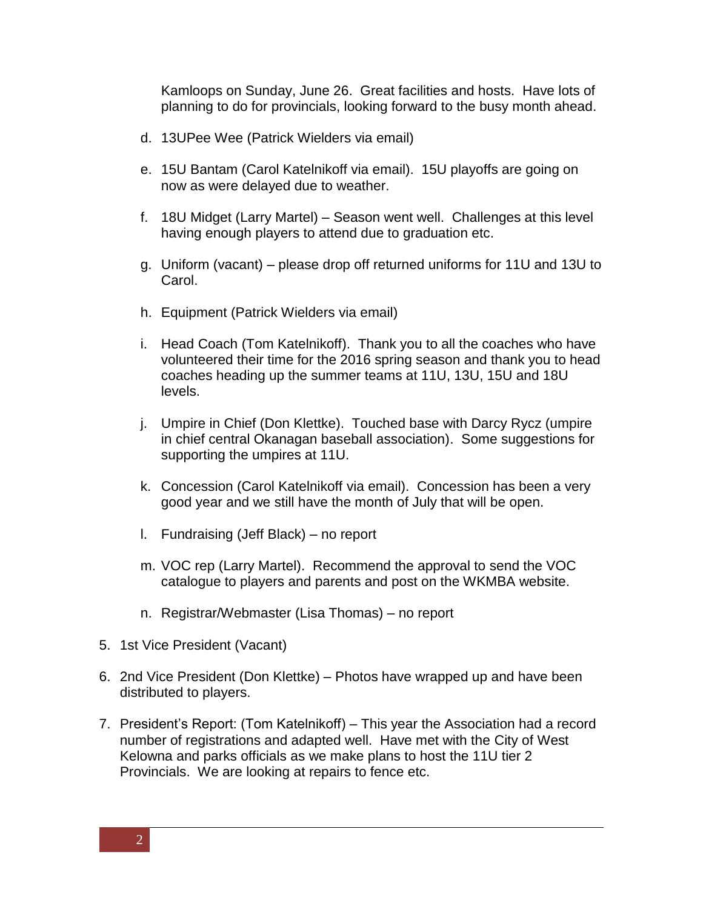Kamloops on Sunday, June 26. Great facilities and hosts. Have lots of planning to do for provincials, looking forward to the busy month ahead.

d. 13UPee Wee (Patrick Wielders via email)

e. 15U Bantam (Carol Katelnikoff via email). 15U playoffs are going on now as were delayed due to weather.

f. 18U Midget (Larry Martel) – Season went well. Challenges at this level having enough players to attend due to graduation etc.

g. Uniform (vacant) – please drop off returned uniforms for 11U and 13U to Carol.

h. Equipment (Patrick Wielders via email)

i. Head Coach (Tom Katelnikoff). Thank you to all the coaches who have volunteered their time for the 2016 spring season and thank you to head coaches heading up the summer teams at 11U, 13U, 15U and 18U levels.

j. Umpire in Chief (Don Klettke). Touched base with Darcy Rycz (umpire in chief central Okanagan baseball association). Some suggestions for supporting the umpires at 11U.

k. Concession (Carol Katelnikoff via email). Concession has been a very good year and we still have the month of July that will be open.

l. Fundraising (Jeff Black) – no report

m. VOC rep (Larry Martel). Recommend the approval to send the VOC catalogue to players and parents and post on the WKMBA website.

n. Registrar/Webmaster (Lisa Thomas) – no report

5. 1st Vice President (Vacant)

6. 2nd Vice President (Don Klettke) – Photos have wrapped up and have been distributed to players.

7. President's Report: (Tom Katelnikoff) – This year the Association had a record number of registrations and adapted well. Have met with the City of West Kelowna and parks officials as we make plans to host the 11U tier 2 Provincials. We are looking at repairs to fence etc.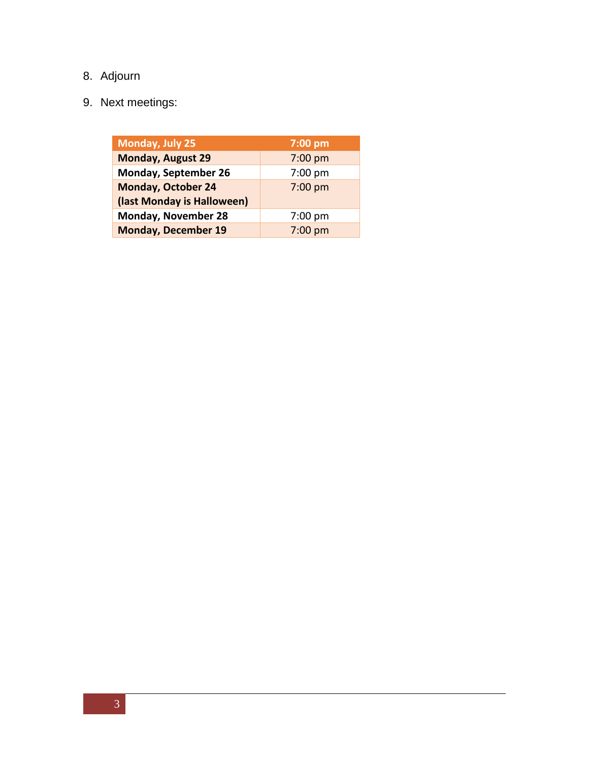8. Adjourn
9. Next meetings:

| Monday, July 25 | 7:00 pm |
|---|---|
| **Monday, August 29** | 7:00 pm |
| **Monday, September 26** | 7:00 pm |
| **Monday, October 24 (last Monday is Halloween)** | 7:00 pm |
| **Monday, November 28** | 7:00 pm |
| **Monday, December 19** | 7:00 pm |